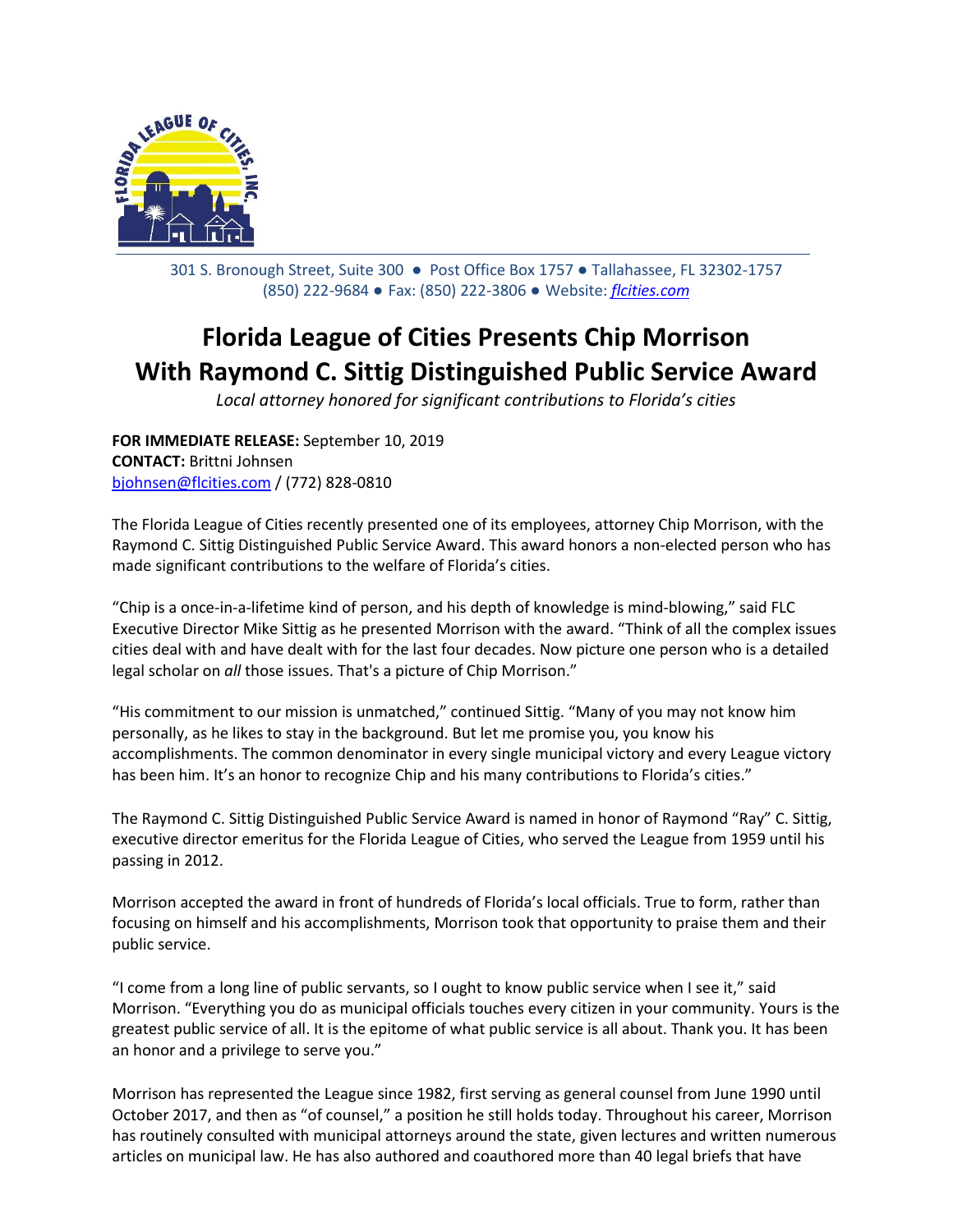301 S. Bronough Street, Suite 300 ● Post Office Box 1757 ● Tallahassee, FL 32302-1757
(850) 222-9684 ● Fax: (850) 222-3806 ● Website: *flcities.com*

# Florida League of Cities Presents Chip Morrison With Raymond C. Sittig Distinguished Public Service Award

*Local attorney honored for significant contributions to Florida's cities*

**FOR IMMEDIATE RELEASE:** September 10, 2019
**CONTACT:** Brittni Johnsen
bjohnsen@flcities.com / (772) 828-0810

The Florida League of Cities recently presented one of its employees, attorney Chip Morrison, with the Raymond C. Sittig Distinguished Public Service Award. This award honors a non-elected person who has made significant contributions to the welfare of Florida's cities.

"Chip is a once-in-a-lifetime kind of person, and his depth of knowledge is mind-blowing," said FLC Executive Director Mike Sittig as he presented Morrison with the award. "Think of all the complex issues cities deal with and have dealt with for the last four decades. Now picture one person who is a detailed legal scholar on *all* those issues. That's a picture of Chip Morrison."

"His commitment to our mission is unmatched," continued Sittig. "Many of you may not know him personally, as he likes to stay in the background. But let me promise you, you know his accomplishments. The common denominator in every single municipal victory and every League victory has been him. It's an honor to recognize Chip and his many contributions to Florida's cities."

The Raymond C. Sittig Distinguished Public Service Award is named in honor of Raymond "Ray" C. Sittig, executive director emeritus for the Florida League of Cities, who served the League from 1959 until his passing in 2012.

Morrison accepted the award in front of hundreds of Florida's local officials. True to form, rather than focusing on himself and his accomplishments, Morrison took that opportunity to praise them and their public service.

"I come from a long line of public servants, so I ought to know public service when I see it," said Morrison. "Everything you do as municipal officials touches every citizen in your community. Yours is the greatest public service of all. It is the epitome of what public service is all about. Thank you. It has been an honor and a privilege to serve you."

Morrison has represented the League since 1982, first serving as general counsel from June 1990 until October 2017, and then as "of counsel," a position he still holds today. Throughout his career, Morrison has routinely consulted with municipal attorneys around the state, given lectures and written numerous articles on municipal law. He has also authored and coauthored more than 40 legal briefs that have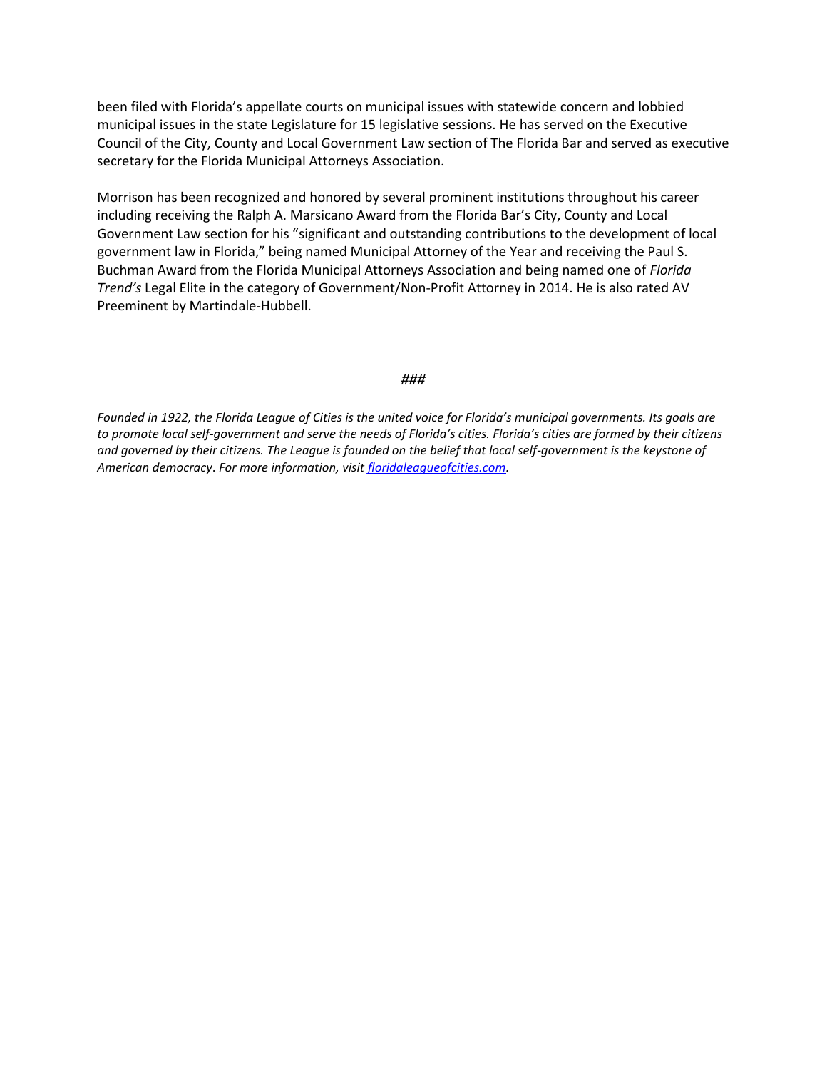been filed with Florida's appellate courts on municipal issues with statewide concern and lobbied municipal issues in the state Legislature for 15 legislative sessions. He has served on the Executive Council of the City, County and Local Government Law section of The Florida Bar and served as executive secretary for the Florida Municipal Attorneys Association.

Morrison has been recognized and honored by several prominent institutions throughout his career including receiving the Ralph A. Marsicano Award from the Florida Bar's City, County and Local Government Law section for his "significant and outstanding contributions to the development of local government law in Florida," being named Municipal Attorney of the Year and receiving the Paul S. Buchman Award from the Florida Municipal Attorneys Association and being named one of *Florida Trend's* Legal Elite in the category of Government/Non-Profit Attorney in 2014. He is also rated AV Preeminent by Martindale-Hubbell.

*###*

*Founded in 1922, the Florida League of Cities is the united voice for Florida's municipal governments. Its goals are to promote local self-government and serve the needs of Florida's cities. Florida's cities are formed by their citizens and governed by their citizens. The League is founded on the belief that local self-government is the keystone of American democracy. For more information, visit [floridaleagueofcities.com](floridaleagueofcities.com).*